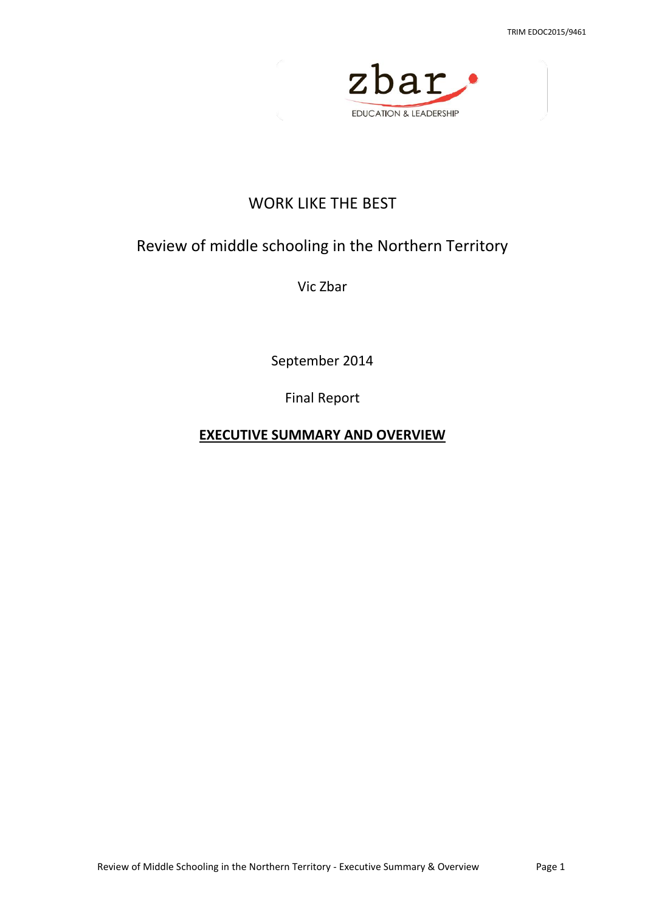TRIM EDOC2015/9461

zbar

EDUCATION & LEADERSHIP

# WORK LIKE THE BEST

## Review of middle schooling in the Northern Territory

Vic Zbar

September 2014

Final Report

**EXECUTIVE SUMMARY AND OVERVIEW**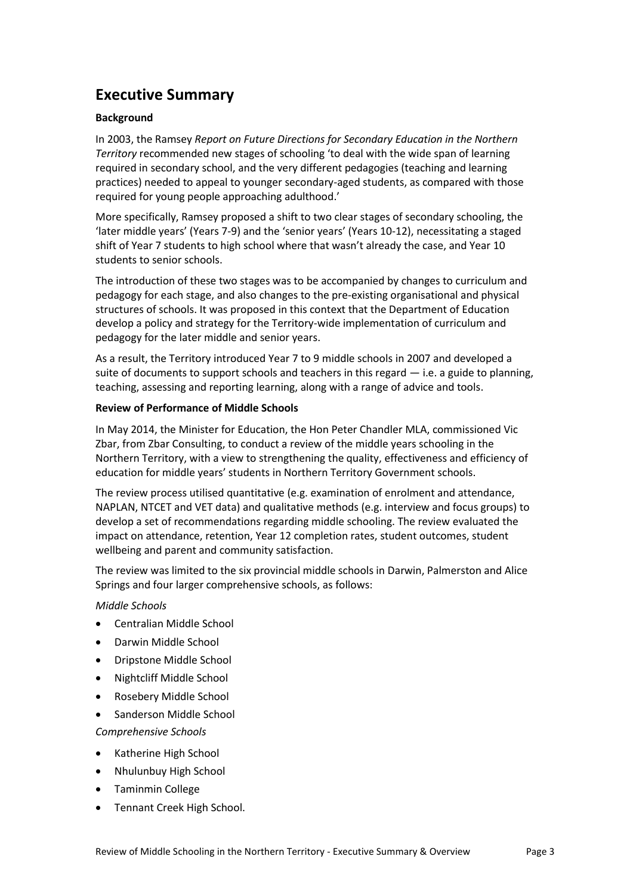# Executive Summary

**Background**

In 2003, the Ramsey *Report on Future Directions for Secondary Education in the Northern Territory* recommended new stages of schooling 'to deal with the wide span of learning required in secondary school, and the very different pedagogies (teaching and learning practices) needed to appeal to younger secondary-aged students, as compared with those required for young people approaching adulthood.'

More specifically, Ramsey proposed a shift to two clear stages of secondary schooling, the 'later middle years' (Years 7-9) and the 'senior years' (Years 10-12), necessitating a staged shift of Year 7 students to high school where that wasn't already the case, and Year 10 students to senior schools.

The introduction of these two stages was to be accompanied by changes to curriculum and pedagogy for each stage, and also changes to the pre-existing organisational and physical structures of schools. It was proposed in this context that the Department of Education develop a policy and strategy for the Territory-wide implementation of curriculum and pedagogy for the later middle and senior years.

As a result, the Territory introduced Year 7 to 9 middle schools in 2007 and developed a suite of documents to support schools and teachers in this regard — i.e. a guide to planning, teaching, assessing and reporting learning, along with a range of advice and tools.

**Review of Performance of Middle Schools**

In May 2014, the Minister for Education, the Hon Peter Chandler MLA, commissioned Vic Zbar, from Zbar Consulting, to conduct a review of the middle years schooling in the Northern Territory, with a view to strengthening the quality, effectiveness and efficiency of education for middle years' students in Northern Territory Government schools.

The review process utilised quantitative (e.g. examination of enrolment and attendance, NAPLAN, NTCET and VET data) and qualitative methods (e.g. interview and focus groups) to develop a set of recommendations regarding middle schooling. The review evaluated the impact on attendance, retention, Year 12 completion rates, student outcomes, student wellbeing and parent and community satisfaction.

The review was limited to the six provincial middle schools in Darwin, Palmerston and Alice Springs and four larger comprehensive schools, as follows:

*Middle Schools*

- Centralian Middle School
- Darwin Middle School
- Dripstone Middle School
- Nightcliff Middle School
- Rosebery Middle School
- Sanderson Middle School

*Comprehensive Schools*

- Katherine High School
- Nhulunbuy High School
- Taminmin College
- Tennant Creek High School.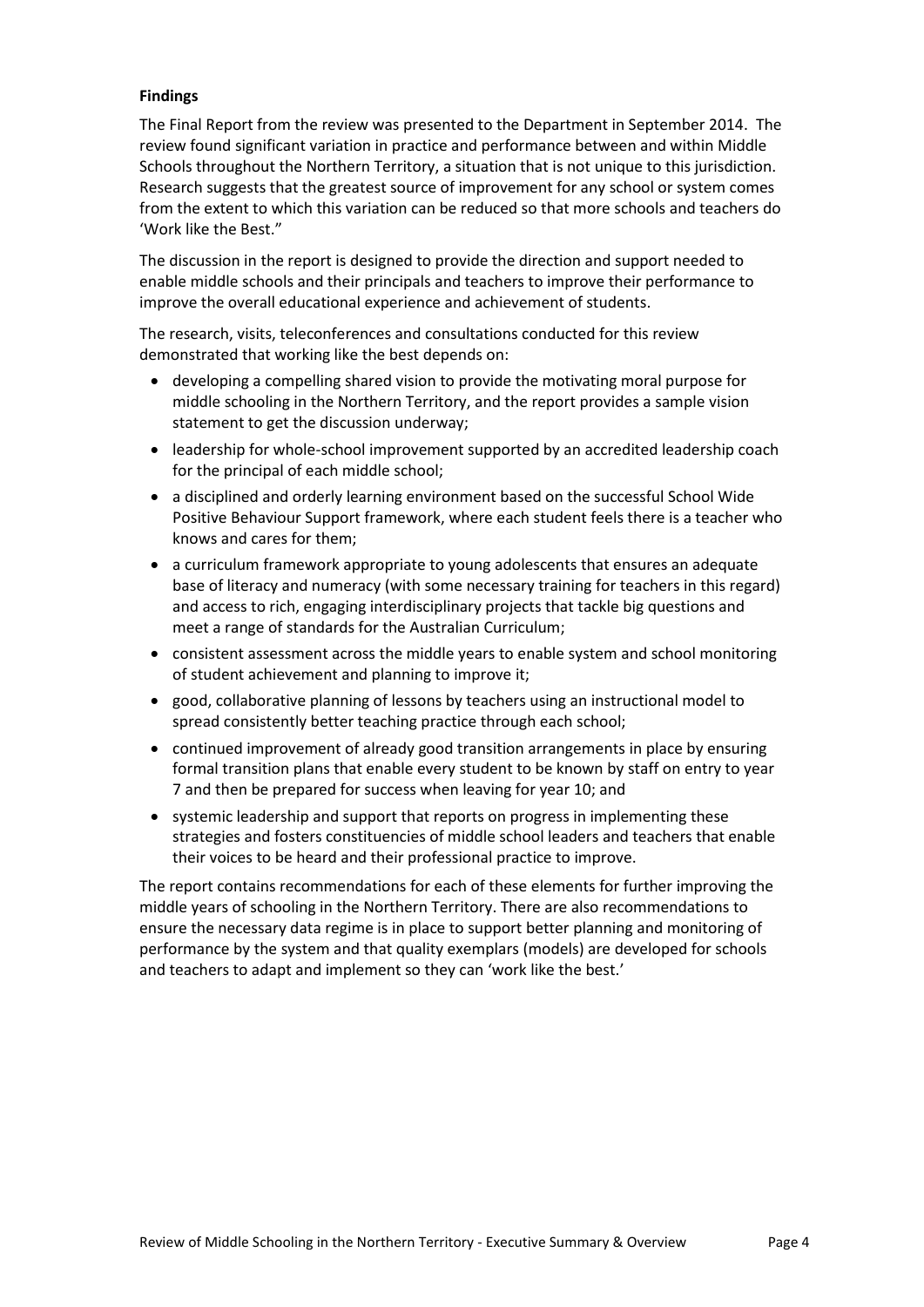**Findings**

The Final Report from the review was presented to the Department in September 2014. The review found significant variation in practice and performance between and within Middle Schools throughout the Northern Territory, a situation that is not unique to this jurisdiction. Research suggests that the greatest source of improvement for any school or system comes from the extent to which this variation can be reduced so that more schools and teachers do 'Work like the Best."

The discussion in the report is designed to provide the direction and support needed to enable middle schools and their principals and teachers to improve their performance to improve the overall educational experience and achievement of students.

The research, visits, teleconferences and consultations conducted for this review demonstrated that working like the best depends on:

- developing a compelling shared vision to provide the motivating moral purpose for middle schooling in the Northern Territory, and the report provides a sample vision statement to get the discussion underway;
- leadership for whole-school improvement supported by an accredited leadership coach for the principal of each middle school;
- a disciplined and orderly learning environment based on the successful School Wide Positive Behaviour Support framework, where each student feels there is a teacher who knows and cares for them;
- a curriculum framework appropriate to young adolescents that ensures an adequate base of literacy and numeracy (with some necessary training for teachers in this regard) and access to rich, engaging interdisciplinary projects that tackle big questions and meet a range of standards for the Australian Curriculum;
- consistent assessment across the middle years to enable system and school monitoring of student achievement and planning to improve it;
- good, collaborative planning of lessons by teachers using an instructional model to spread consistently better teaching practice through each school;
- continued improvement of already good transition arrangements in place by ensuring formal transition plans that enable every student to be known by staff on entry to year 7 and then be prepared for success when leaving for year 10; and
- systemic leadership and support that reports on progress in implementing these strategies and fosters constituencies of middle school leaders and teachers that enable their voices to be heard and their professional practice to improve.

The report contains recommendations for each of these elements for further improving the middle years of schooling in the Northern Territory. There are also recommendations to ensure the necessary data regime is in place to support better planning and monitoring of performance by the system and that quality exemplars (models) are developed for schools and teachers to adapt and implement so they can 'work like the best.'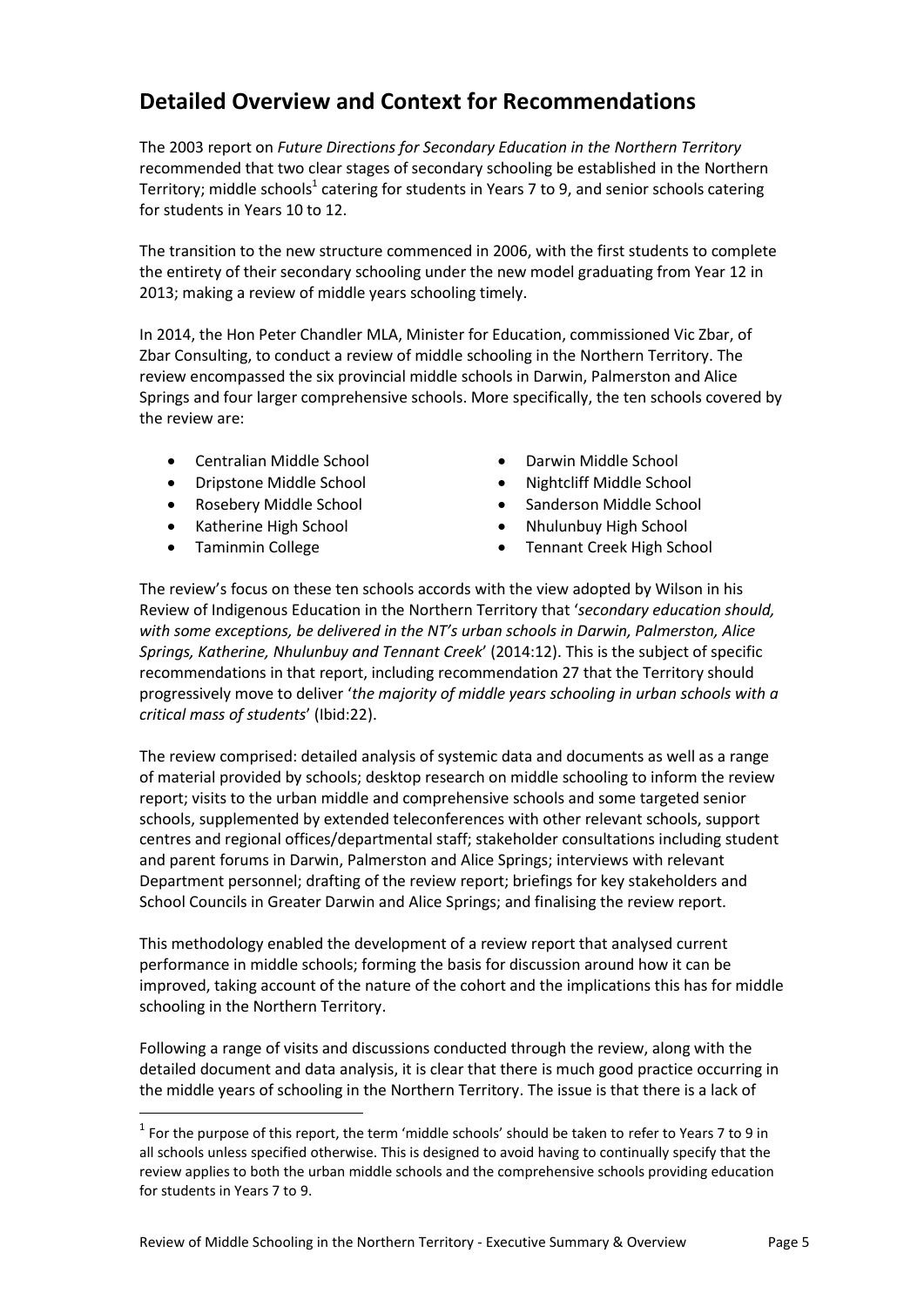## Detailed Overview and Context for Recommendations

The 2003 report on *Future Directions for Secondary Education in the Northern Territory* recommended that two clear stages of secondary schooling be established in the Northern Territory; middle schools[1] catering for students in Years 7 to 9, and senior schools catering for students in Years 10 to 12.

The transition to the new structure commenced in 2006, with the first students to complete the entirety of their secondary schooling under the new model graduating from Year 12 in 2013; making a review of middle years schooling timely.

In 2014, the Hon Peter Chandler MLA, Minister for Education, commissioned Vic Zbar, of Zbar Consulting, to conduct a review of middle schooling in the Northern Territory. The review encompassed the six provincial middle schools in Darwin, Palmerston and Alice Springs and four larger comprehensive schools. More specifically, the ten schools covered by the review are:

- Centralian Middle School
- Darwin Middle School
- Dripstone Middle School
- Nightcliff Middle School
- Rosebery Middle School
- Sanderson Middle School
- Katherine High School
- Nhulunbuy High School
- Taminmin College
- Tennant Creek High School

The review's focus on these ten schools accords with the view adopted by Wilson in his Review of Indigenous Education in the Northern Territory that '*secondary education should, with some exceptions, be delivered in the NT's urban schools in Darwin, Palmerston, Alice Springs, Katherine, Nhulunbuy and Tennant Creek*' (2014:12). This is the subject of specific recommendations in that report, including recommendation 27 that the Territory should progressively move to deliver '*the majority of middle years schooling in urban schools with a critical mass of students*' (Ibid:22).

The review comprised: detailed analysis of systemic data and documents as well as a range of material provided by schools; desktop research on middle schooling to inform the review report; visits to the urban middle and comprehensive schools and some targeted senior schools, supplemented by extended teleconferences with other relevant schools, support centres and regional offices/departmental staff; stakeholder consultations including student and parent forums in Darwin, Palmerston and Alice Springs; interviews with relevant Department personnel; drafting of the review report; briefings for key stakeholders and School Councils in Greater Darwin and Alice Springs; and finalising the review report.

This methodology enabled the development of a review report that analysed current performance in middle schools; forming the basis for discussion around how it can be improved, taking account of the nature of the cohort and the implications this has for middle schooling in the Northern Territory.

Following a range of visits and discussions conducted through the review, along with the detailed document and data analysis, it is clear that there is much good practice occurring in the middle years of schooling in the Northern Territory. The issue is that there is a lack of

[1] For the purpose of this report, the term 'middle schools' should be taken to refer to Years 7 to 9 in all schools unless specified otherwise. This is designed to avoid having to continually specify that the review applies to both the urban middle schools and the comprehensive schools providing education for students in Years 7 to 9.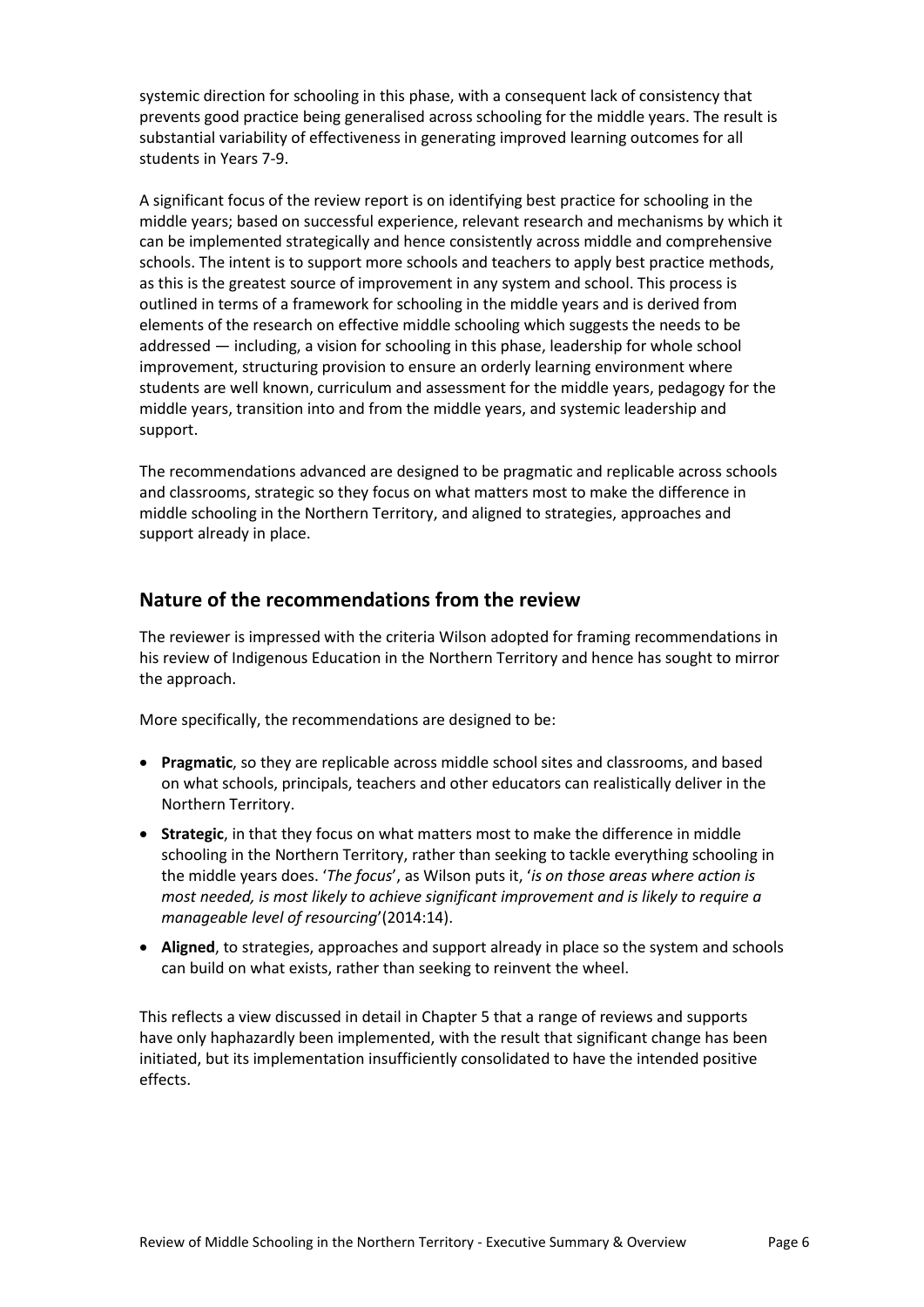systemic direction for schooling in this phase, with a consequent lack of consistency that prevents good practice being generalised across schooling for the middle years. The result is substantial variability of effectiveness in generating improved learning outcomes for all students in Years 7-9.

A significant focus of the review report is on identifying best practice for schooling in the middle years; based on successful experience, relevant research and mechanisms by which it can be implemented strategically and hence consistently across middle and comprehensive schools. The intent is to support more schools and teachers to apply best practice methods, as this is the greatest source of improvement in any system and school. This process is outlined in terms of a framework for schooling in the middle years and is derived from elements of the research on effective middle schooling which suggests the needs to be addressed — including, a vision for schooling in this phase, leadership for whole school improvement, structuring provision to ensure an orderly learning environment where students are well known, curriculum and assessment for the middle years, pedagogy for the middle years, transition into and from the middle years, and systemic leadership and support.

The recommendations advanced are designed to be pragmatic and replicable across schools and classrooms, strategic so they focus on what matters most to make the difference in middle schooling in the Northern Territory, and aligned to strategies, approaches and support already in place.

## Nature of the recommendations from the review

The reviewer is impressed with the criteria Wilson adopted for framing recommendations in his review of Indigenous Education in the Northern Territory and hence has sought to mirror the approach.

More specifically, the recommendations are designed to be:

- **Pragmatic**, so they are replicable across middle school sites and classrooms, and based on what schools, principals, teachers and other educators can realistically deliver in the Northern Territory.
- **Strategic**, in that they focus on what matters most to make the difference in middle schooling in the Northern Territory, rather than seeking to tackle everything schooling in the middle years does. '*The focus*', as Wilson puts it, '*is on those areas where action is most needed, is most likely to achieve significant improvement and is likely to require a manageable level of resourcing*'(2014:14).
- **Aligned**, to strategies, approaches and support already in place so the system and schools can build on what exists, rather than seeking to reinvent the wheel.

This reflects a view discussed in detail in Chapter 5 that a range of reviews and supports have only haphazardly been implemented, with the result that significant change has been initiated, but its implementation insufficiently consolidated to have the intended positive effects.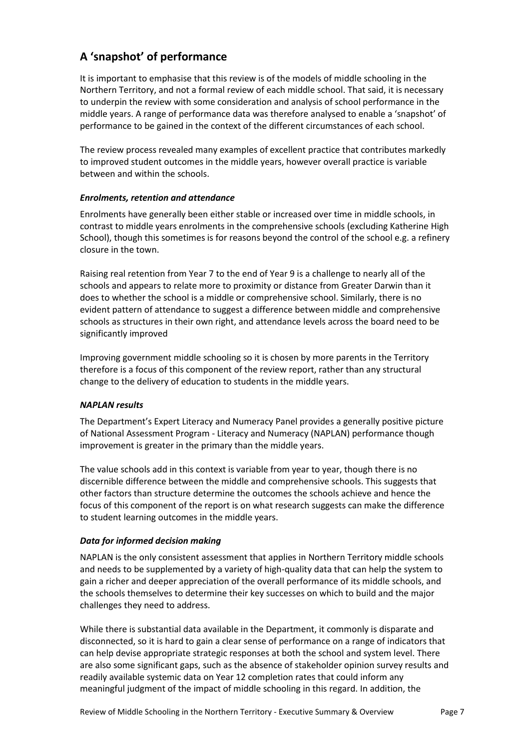## A 'snapshot' of performance

It is important to emphasise that this review is of the models of middle schooling in the Northern Territory, and not a formal review of each middle school. That said, it is necessary to underpin the review with some consideration and analysis of school performance in the middle years. A range of performance data was therefore analysed to enable a 'snapshot' of performance to be gained in the context of the different circumstances of each school.

The review process revealed many examples of excellent practice that contributes markedly to improved student outcomes in the middle years, however overall practice is variable between and within the schools.

### *Enrolments, retention and attendance*

Enrolments have generally been either stable or increased over time in middle schools, in contrast to middle years enrolments in the comprehensive schools (excluding Katherine High School), though this sometimes is for reasons beyond the control of the school e.g. a refinery closure in the town.

Raising real retention from Year 7 to the end of Year 9 is a challenge to nearly all of the schools and appears to relate more to proximity or distance from Greater Darwin than it does to whether the school is a middle or comprehensive school. Similarly, there is no evident pattern of attendance to suggest a difference between middle and comprehensive schools as structures in their own right, and attendance levels across the board need to be significantly improved

Improving government middle schooling so it is chosen by more parents in the Territory therefore is a focus of this component of the review report, rather than any structural change to the delivery of education to students in the middle years.

### *NAPLAN results*

The Department's Expert Literacy and Numeracy Panel provides a generally positive picture of National Assessment Program - Literacy and Numeracy (NAPLAN) performance though improvement is greater in the primary than the middle years.

The value schools add in this context is variable from year to year, though there is no discernible difference between the middle and comprehensive schools. This suggests that other factors than structure determine the outcomes the schools achieve and hence the focus of this component of the report is on what research suggests can make the difference to student learning outcomes in the middle years.

### *Data for informed decision making*

NAPLAN is the only consistent assessment that applies in Northern Territory middle schools and needs to be supplemented by a variety of high-quality data that can help the system to gain a richer and deeper appreciation of the overall performance of its middle schools, and the schools themselves to determine their key successes on which to build and the major challenges they need to address.

While there is substantial data available in the Department, it commonly is disparate and disconnected, so it is hard to gain a clear sense of performance on a range of indicators that can help devise appropriate strategic responses at both the school and system level. There are also some significant gaps, such as the absence of stakeholder opinion survey results and readily available systemic data on Year 12 completion rates that could inform any meaningful judgment of the impact of middle schooling in this regard. In addition, the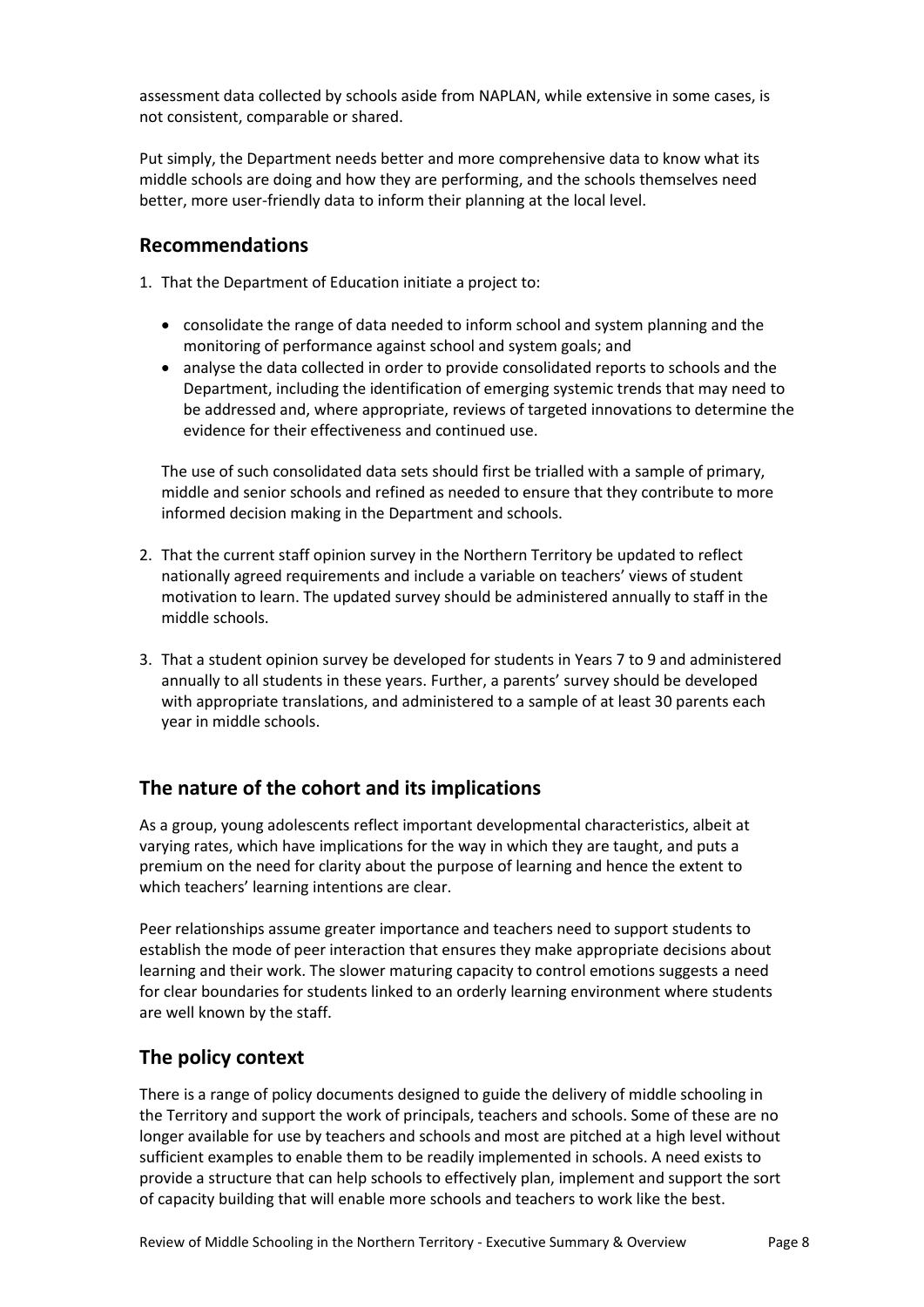assessment data collected by schools aside from NAPLAN, while extensive in some cases, is not consistent, comparable or shared.

Put simply, the Department needs better and more comprehensive data to know what its middle schools are doing and how they are performing, and the schools themselves need better, more user-friendly data to inform their planning at the local level.

## Recommendations

1. That the Department of Education initiate a project to:

   - consolidate the range of data needed to inform school and system planning and the monitoring of performance against school and system goals; and
   - analyse the data collected in order to provide consolidated reports to schools and the Department, including the identification of emerging systemic trends that may need to be addressed and, where appropriate, reviews of targeted innovations to determine the evidence for their effectiveness and continued use.

   The use of such consolidated data sets should first be trialled with a sample of primary, middle and senior schools and refined as needed to ensure that they contribute to more informed decision making in the Department and schools.

2. That the current staff opinion survey in the Northern Territory be updated to reflect nationally agreed requirements and include a variable on teachers' views of student motivation to learn. The updated survey should be administered annually to staff in the middle schools.

3. That a student opinion survey be developed for students in Years 7 to 9 and administered annually to all students in these years. Further, a parents' survey should be developed with appropriate translations, and administered to a sample of at least 30 parents each year in middle schools.

## The nature of the cohort and its implications

As a group, young adolescents reflect important developmental characteristics, albeit at varying rates, which have implications for the way in which they are taught, and puts a premium on the need for clarity about the purpose of learning and hence the extent to which teachers' learning intentions are clear.

Peer relationships assume greater importance and teachers need to support students to establish the mode of peer interaction that ensures they make appropriate decisions about learning and their work. The slower maturing capacity to control emotions suggests a need for clear boundaries for students linked to an orderly learning environment where students are well known by the staff.

## The policy context

There is a range of policy documents designed to guide the delivery of middle schooling in the Territory and support the work of principals, teachers and schools. Some of these are no longer available for use by teachers and schools and most are pitched at a high level without sufficient examples to enable them to be readily implemented in schools. A need exists to provide a structure that can help schools to effectively plan, implement and support the sort of capacity building that will enable more schools and teachers to work like the best.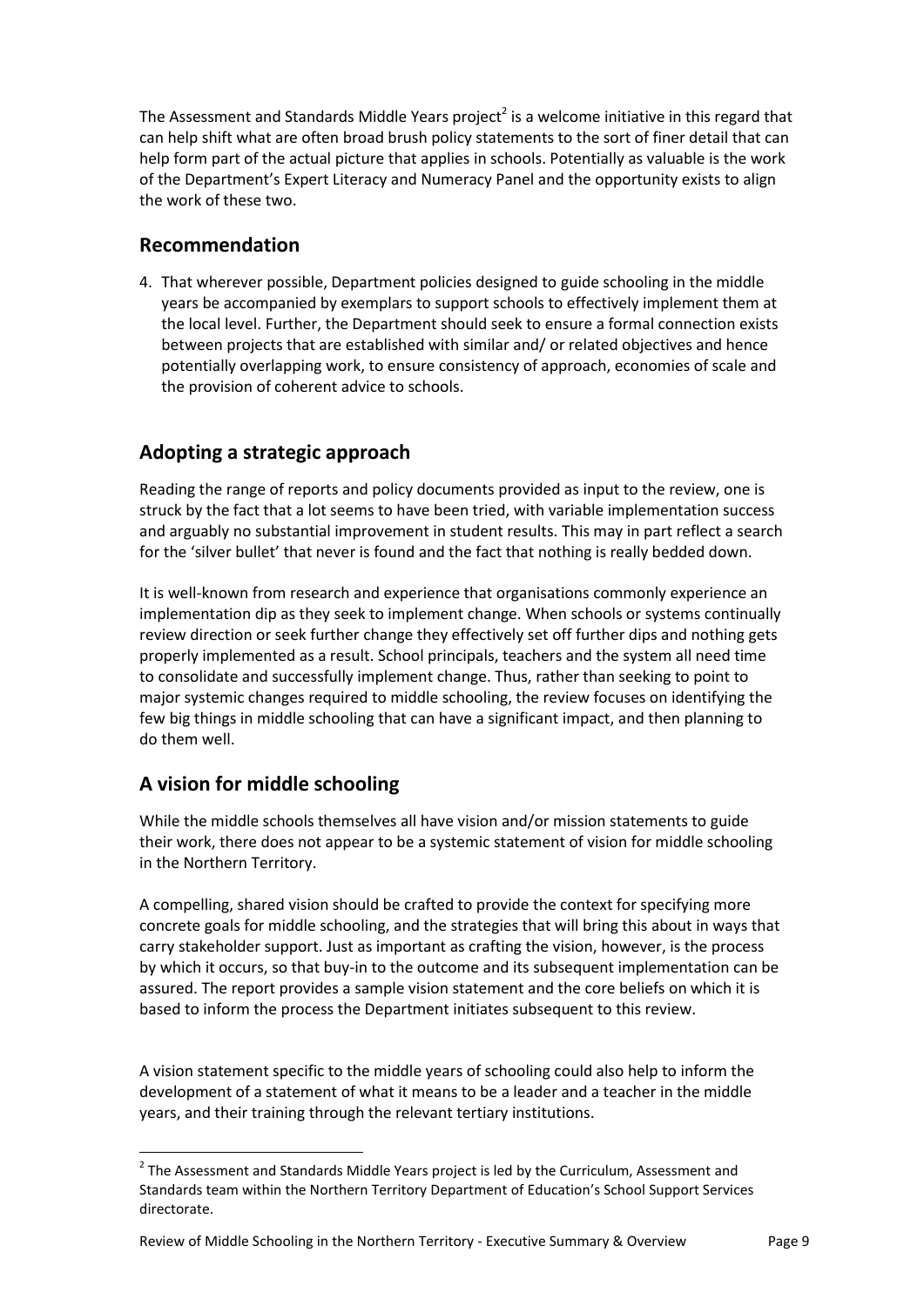The Assessment and Standards Middle Years project[2] is a welcome initiative in this regard that can help shift what are often broad brush policy statements to the sort of finer detail that can help form part of the actual picture that applies in schools. Potentially as valuable is the work of the Department's Expert Literacy and Numeracy Panel and the opportunity exists to align the work of these two.

## Recommendation

4. That wherever possible, Department policies designed to guide schooling in the middle years be accompanied by exemplars to support schools to effectively implement them at the local level. Further, the Department should seek to ensure a formal connection exists between projects that are established with similar and/ or related objectives and hence potentially overlapping work, to ensure consistency of approach, economies of scale and the provision of coherent advice to schools.

## Adopting a strategic approach

Reading the range of reports and policy documents provided as input to the review, one is struck by the fact that a lot seems to have been tried, with variable implementation success and arguably no substantial improvement in student results. This may in part reflect a search for the 'silver bullet' that never is found and the fact that nothing is really bedded down.

It is well-known from research and experience that organisations commonly experience an implementation dip as they seek to implement change. When schools or systems continually review direction or seek further change they effectively set off further dips and nothing gets properly implemented as a result. School principals, teachers and the system all need time to consolidate and successfully implement change. Thus, rather than seeking to point to major systemic changes required to middle schooling, the review focuses on identifying the few big things in middle schooling that can have a significant impact, and then planning to do them well.

## A vision for middle schooling

While the middle schools themselves all have vision and/or mission statements to guide their work, there does not appear to be a systemic statement of vision for middle schooling in the Northern Territory.

A compelling, shared vision should be crafted to provide the context for specifying more concrete goals for middle schooling, and the strategies that will bring this about in ways that carry stakeholder support. Just as important as crafting the vision, however, is the process by which it occurs, so that buy-in to the outcome and its subsequent implementation can be assured. The report provides a sample vision statement and the core beliefs on which it is based to inform the process the Department initiates subsequent to this review.

A vision statement specific to the middle years of schooling could also help to inform the development of a statement of what it means to be a leader and a teacher in the middle years, and their training through the relevant tertiary institutions.

[2] The Assessment and Standards Middle Years project is led by the Curriculum, Assessment and Standards team within the Northern Territory Department of Education's School Support Services directorate.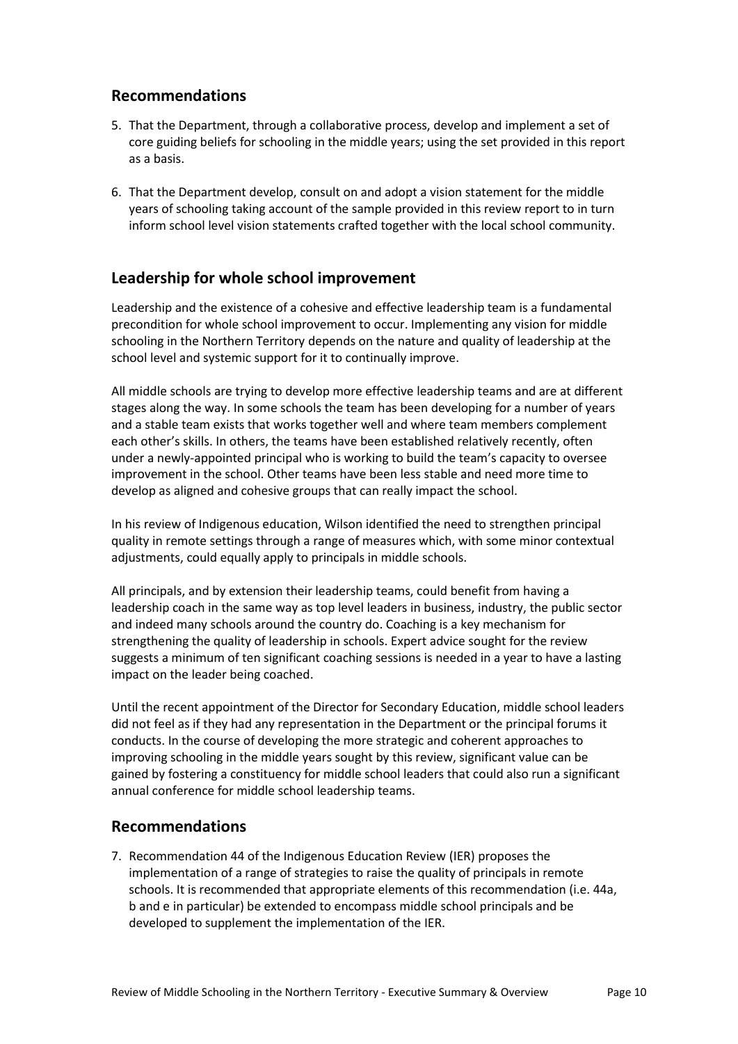## Recommendations

5. That the Department, through a collaborative process, develop and implement a set of core guiding beliefs for schooling in the middle years; using the set provided in this report as a basis.
6. That the Department develop, consult on and adopt a vision statement for the middle years of schooling taking account of the sample provided in this review report to in turn inform school level vision statements crafted together with the local school community.

## Leadership for whole school improvement

Leadership and the existence of a cohesive and effective leadership team is a fundamental precondition for whole school improvement to occur. Implementing any vision for middle schooling in the Northern Territory depends on the nature and quality of leadership at the school level and systemic support for it to continually improve.

All middle schools are trying to develop more effective leadership teams and are at different stages along the way. In some schools the team has been developing for a number of years and a stable team exists that works together well and where team members complement each other's skills. In others, the teams have been established relatively recently, often under a newly-appointed principal who is working to build the team's capacity to oversee improvement in the school. Other teams have been less stable and need more time to develop as aligned and cohesive groups that can really impact the school.

In his review of Indigenous education, Wilson identified the need to strengthen principal quality in remote settings through a range of measures which, with some minor contextual adjustments, could equally apply to principals in middle schools.

All principals, and by extension their leadership teams, could benefit from having a leadership coach in the same way as top level leaders in business, industry, the public sector and indeed many schools around the country do. Coaching is a key mechanism for strengthening the quality of leadership in schools. Expert advice sought for the review suggests a minimum of ten significant coaching sessions is needed in a year to have a lasting impact on the leader being coached.

Until the recent appointment of the Director for Secondary Education, middle school leaders did not feel as if they had any representation in the Department or the principal forums it conducts. In the course of developing the more strategic and coherent approaches to improving schooling in the middle years sought by this review, significant value can be gained by fostering a constituency for middle school leaders that could also run a significant annual conference for middle school leadership teams.

## Recommendations

7. Recommendation 44 of the Indigenous Education Review (IER) proposes the implementation of a range of strategies to raise the quality of principals in remote schools. It is recommended that appropriate elements of this recommendation (i.e. 44a, b and e in particular) be extended to encompass middle school principals and be developed to supplement the implementation of the IER.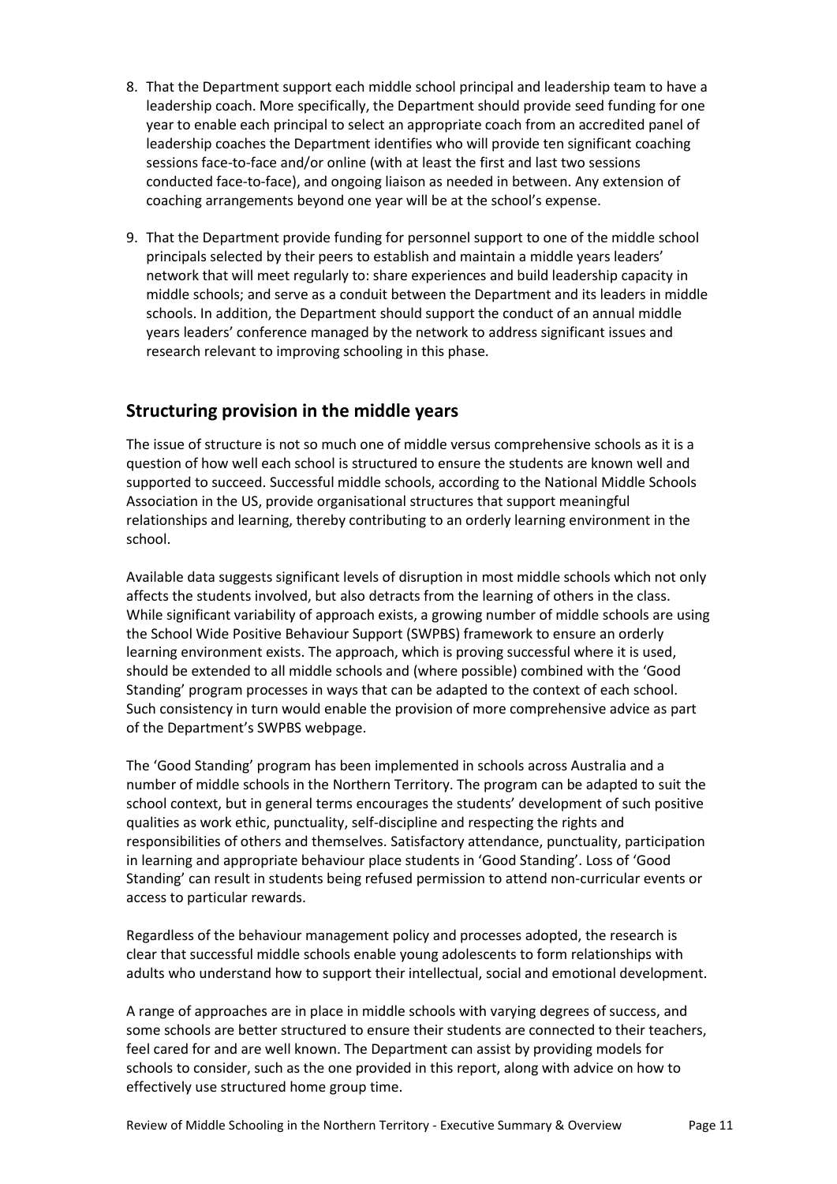8. That the Department support each middle school principal and leadership team to have a leadership coach. More specifically, the Department should provide seed funding for one year to enable each principal to select an appropriate coach from an accredited panel of leadership coaches the Department identifies who will provide ten significant coaching sessions face-to-face and/or online (with at least the first and last two sessions conducted face-to-face), and ongoing liaison as needed in between. Any extension of coaching arrangements beyond one year will be at the school's expense.

9. That the Department provide funding for personnel support to one of the middle school principals selected by their peers to establish and maintain a middle years leaders' network that will meet regularly to: share experiences and build leadership capacity in middle schools; and serve as a conduit between the Department and its leaders in middle schools. In addition, the Department should support the conduct of an annual middle years leaders' conference managed by the network to address significant issues and research relevant to improving schooling in this phase.

## Structuring provision in the middle years

The issue of structure is not so much one of middle versus comprehensive schools as it is a question of how well each school is structured to ensure the students are known well and supported to succeed. Successful middle schools, according to the National Middle Schools Association in the US, provide organisational structures that support meaningful relationships and learning, thereby contributing to an orderly learning environment in the school.

Available data suggests significant levels of disruption in most middle schools which not only affects the students involved, but also detracts from the learning of others in the class. While significant variability of approach exists, a growing number of middle schools are using the School Wide Positive Behaviour Support (SWPBS) framework to ensure an orderly learning environment exists. The approach, which is proving successful where it is used, should be extended to all middle schools and (where possible) combined with the 'Good Standing' program processes in ways that can be adapted to the context of each school. Such consistency in turn would enable the provision of more comprehensive advice as part of the Department's SWPBS webpage.

The 'Good Standing' program has been implemented in schools across Australia and a number of middle schools in the Northern Territory. The program can be adapted to suit the school context, but in general terms encourages the students' development of such positive qualities as work ethic, punctuality, self-discipline and respecting the rights and responsibilities of others and themselves. Satisfactory attendance, punctuality, participation in learning and appropriate behaviour place students in 'Good Standing'. Loss of 'Good Standing' can result in students being refused permission to attend non-curricular events or access to particular rewards.

Regardless of the behaviour management policy and processes adopted, the research is clear that successful middle schools enable young adolescents to form relationships with adults who understand how to support their intellectual, social and emotional development.

A range of approaches are in place in middle schools with varying degrees of success, and some schools are better structured to ensure their students are connected to their teachers, feel cared for and are well known. The Department can assist by providing models for schools to consider, such as the one provided in this report, along with advice on how to effectively use structured home group time.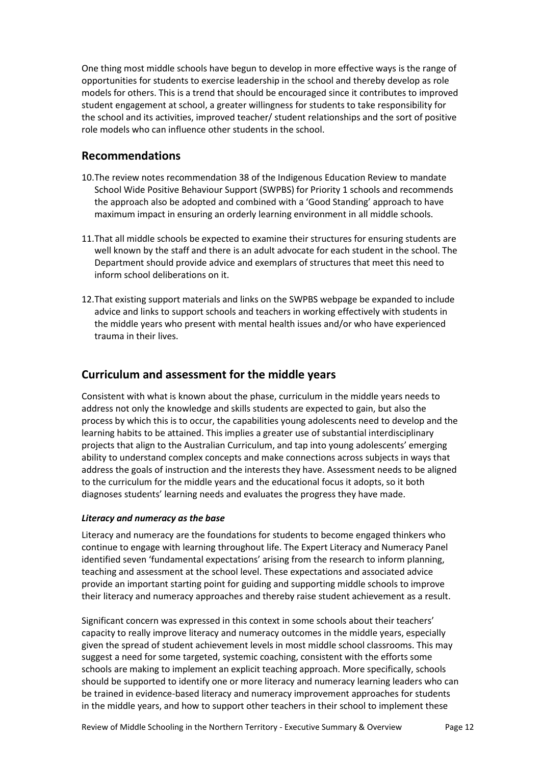One thing most middle schools have begun to develop in more effective ways is the range of opportunities for students to exercise leadership in the school and thereby develop as role models for others. This is a trend that should be encouraged since it contributes to improved student engagement at school, a greater willingness for students to take responsibility for the school and its activities, improved teacher/ student relationships and the sort of positive role models who can influence other students in the school.

## Recommendations

10. The review notes recommendation 38 of the Indigenous Education Review to mandate School Wide Positive Behaviour Support (SWPBS) for Priority 1 schools and recommends the approach also be adopted and combined with a 'Good Standing' approach to have maximum impact in ensuring an orderly learning environment in all middle schools.

11. That all middle schools be expected to examine their structures for ensuring students are well known by the staff and there is an adult advocate for each student in the school. The Department should provide advice and exemplars of structures that meet this need to inform school deliberations on it.

12. That existing support materials and links on the SWPBS webpage be expanded to include advice and links to support schools and teachers in working effectively with students in the middle years who present with mental health issues and/or who have experienced trauma in their lives.

## Curriculum and assessment for the middle years

Consistent with what is known about the phase, curriculum in the middle years needs to address not only the knowledge and skills students are expected to gain, but also the process by which this is to occur, the capabilities young adolescents need to develop and the learning habits to be attained. This implies a greater use of substantial interdisciplinary projects that align to the Australian Curriculum, and tap into young adolescents' emerging ability to understand complex concepts and make connections across subjects in ways that address the goals of instruction and the interests they have. Assessment needs to be aligned to the curriculum for the middle years and the educational focus it adopts, so it both diagnoses students' learning needs and evaluates the progress they have made.

***Literacy and numeracy as the base***

Literacy and numeracy are the foundations for students to become engaged thinkers who continue to engage with learning throughout life. The Expert Literacy and Numeracy Panel identified seven 'fundamental expectations' arising from the research to inform planning, teaching and assessment at the school level. These expectations and associated advice provide an important starting point for guiding and supporting middle schools to improve their literacy and numeracy approaches and thereby raise student achievement as a result.

Significant concern was expressed in this context in some schools about their teachers' capacity to really improve literacy and numeracy outcomes in the middle years, especially given the spread of student achievement levels in most middle school classrooms. This may suggest a need for some targeted, systemic coaching, consistent with the efforts some schools are making to implement an explicit teaching approach. More specifically, schools should be supported to identify one or more literacy and numeracy learning leaders who can be trained in evidence-based literacy and numeracy improvement approaches for students in the middle years, and how to support other teachers in their school to implement these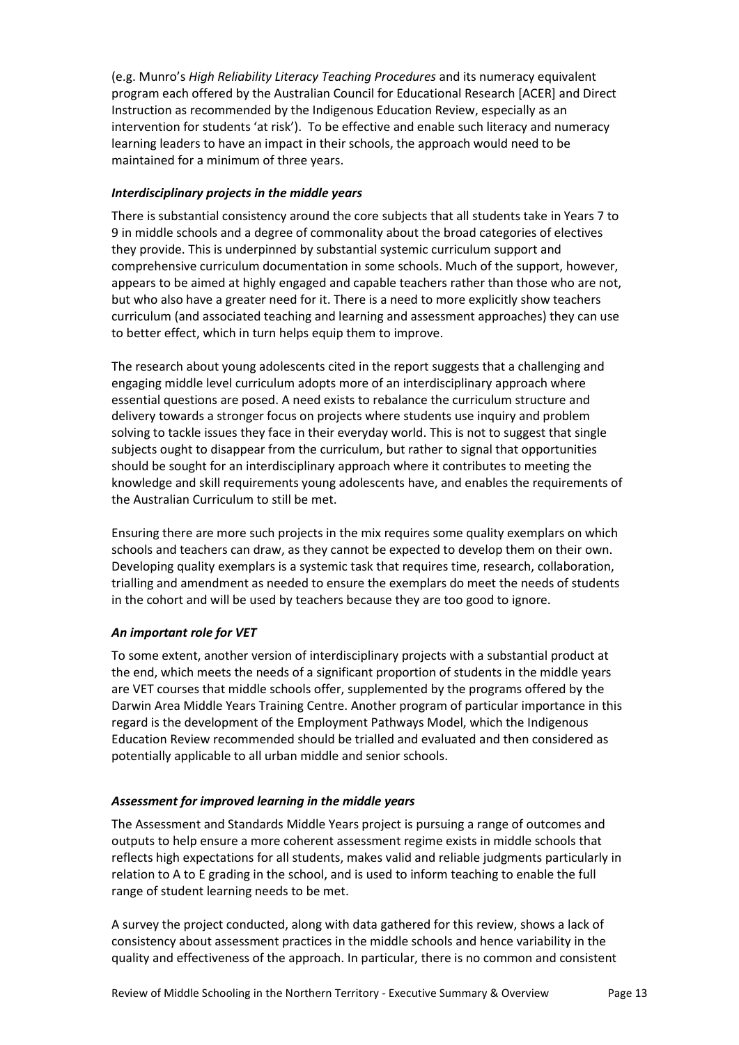(e.g. Munro's *High Reliability Literacy Teaching Procedures* and its numeracy equivalent program each offered by the Australian Council for Educational Research [ACER] and Direct Instruction as recommended by the Indigenous Education Review, especially as an intervention for students 'at risk'). To be effective and enable such literacy and numeracy learning leaders to have an impact in their schools, the approach would need to be maintained for a minimum of three years.

### *Interdisciplinary projects in the middle years*

There is substantial consistency around the core subjects that all students take in Years 7 to 9 in middle schools and a degree of commonality about the broad categories of electives they provide. This is underpinned by substantial systemic curriculum support and comprehensive curriculum documentation in some schools. Much of the support, however, appears to be aimed at highly engaged and capable teachers rather than those who are not, but who also have a greater need for it. There is a need to more explicitly show teachers curriculum (and associated teaching and learning and assessment approaches) they can use to better effect, which in turn helps equip them to improve.

The research about young adolescents cited in the report suggests that a challenging and engaging middle level curriculum adopts more of an interdisciplinary approach where essential questions are posed. A need exists to rebalance the curriculum structure and delivery towards a stronger focus on projects where students use inquiry and problem solving to tackle issues they face in their everyday world. This is not to suggest that single subjects ought to disappear from the curriculum, but rather to signal that opportunities should be sought for an interdisciplinary approach where it contributes to meeting the knowledge and skill requirements young adolescents have, and enables the requirements of the Australian Curriculum to still be met.

Ensuring there are more such projects in the mix requires some quality exemplars on which schools and teachers can draw, as they cannot be expected to develop them on their own. Developing quality exemplars is a systemic task that requires time, research, collaboration, trialling and amendment as needed to ensure the exemplars do meet the needs of students in the cohort and will be used by teachers because they are too good to ignore.

### *An important role for VET*

To some extent, another version of interdisciplinary projects with a substantial product at the end, which meets the needs of a significant proportion of students in the middle years are VET courses that middle schools offer, supplemented by the programs offered by the Darwin Area Middle Years Training Centre. Another program of particular importance in this regard is the development of the Employment Pathways Model, which the Indigenous Education Review recommended should be trialled and evaluated and then considered as potentially applicable to all urban middle and senior schools.

### *Assessment for improved learning in the middle years*

The Assessment and Standards Middle Years project is pursuing a range of outcomes and outputs to help ensure a more coherent assessment regime exists in middle schools that reflects high expectations for all students, makes valid and reliable judgments particularly in relation to A to E grading in the school, and is used to inform teaching to enable the full range of student learning needs to be met.

A survey the project conducted, along with data gathered for this review, shows a lack of consistency about assessment practices in the middle schools and hence variability in the quality and effectiveness of the approach. In particular, there is no common and consistent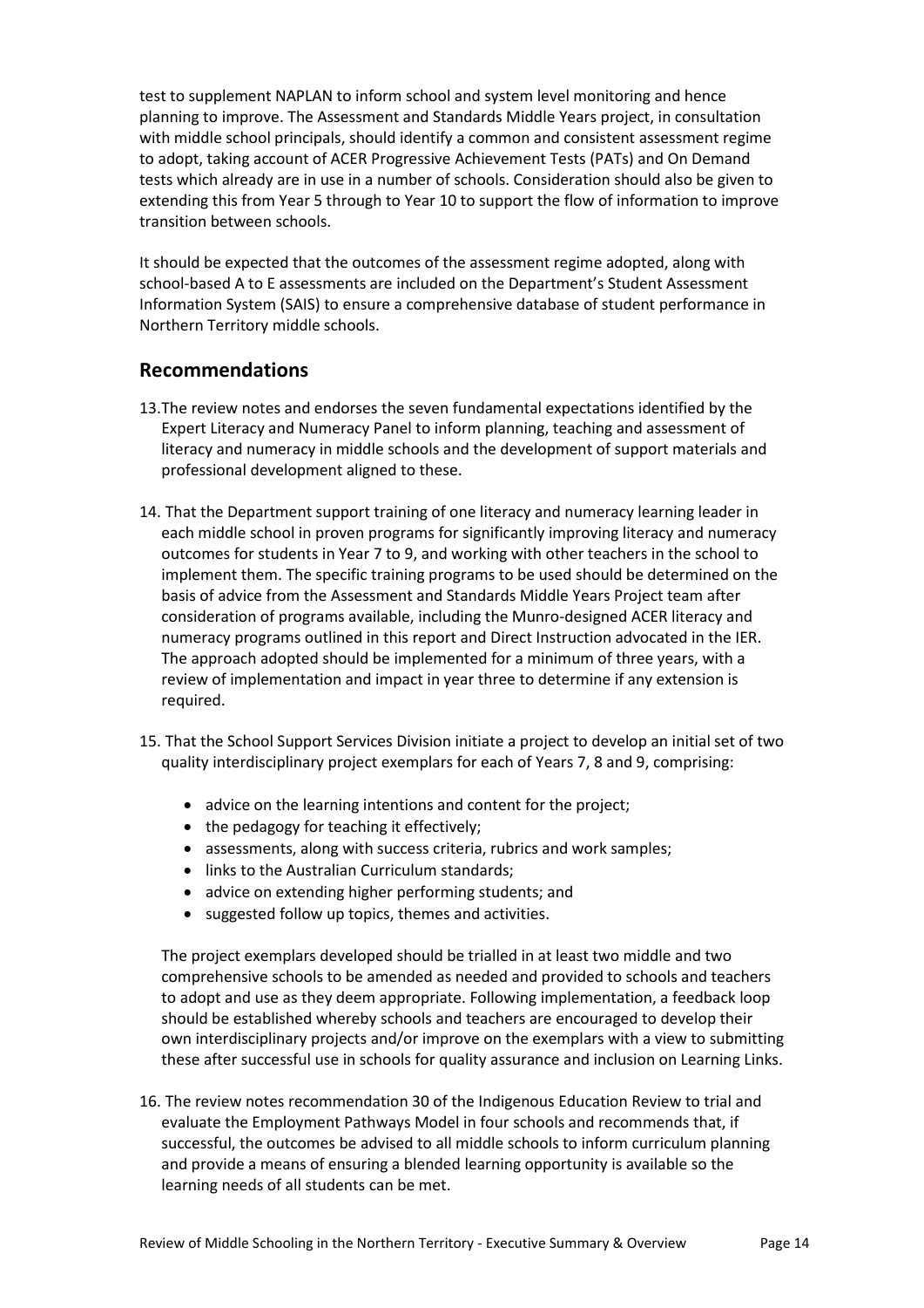test to supplement NAPLAN to inform school and system level monitoring and hence planning to improve. The Assessment and Standards Middle Years project, in consultation with middle school principals, should identify a common and consistent assessment regime to adopt, taking account of ACER Progressive Achievement Tests (PATs) and On Demand tests which already are in use in a number of schools. Consideration should also be given to extending this from Year 5 through to Year 10 to support the flow of information to improve transition between schools.

It should be expected that the outcomes of the assessment regime adopted, along with school-based A to E assessments are included on the Department's Student Assessment Information System (SAIS) to ensure a comprehensive database of student performance in Northern Territory middle schools.

## Recommendations

13. The review notes and endorses the seven fundamental expectations identified by the Expert Literacy and Numeracy Panel to inform planning, teaching and assessment of literacy and numeracy in middle schools and the development of support materials and professional development aligned to these.

14. That the Department support training of one literacy and numeracy learning leader in each middle school in proven programs for significantly improving literacy and numeracy outcomes for students in Year 7 to 9, and working with other teachers in the school to implement them. The specific training programs to be used should be determined on the basis of advice from the Assessment and Standards Middle Years Project team after consideration of programs available, including the Munro-designed ACER literacy and numeracy programs outlined in this report and Direct Instruction advocated in the IER. The approach adopted should be implemented for a minimum of three years, with a review of implementation and impact in year three to determine if any extension is required.

15. That the School Support Services Division initiate a project to develop an initial set of two quality interdisciplinary project exemplars for each of Years 7, 8 and 9, comprising:

    - advice on the learning intentions and content for the project;
    - the pedagogy for teaching it effectively;
    - assessments, along with success criteria, rubrics and work samples;
    - links to the Australian Curriculum standards;
    - advice on extending higher performing students; and
    - suggested follow up topics, themes and activities.

    The project exemplars developed should be trialled in at least two middle and two comprehensive schools to be amended as needed and provided to schools and teachers to adopt and use as they deem appropriate. Following implementation, a feedback loop should be established whereby schools and teachers are encouraged to develop their own interdisciplinary projects and/or improve on the exemplars with a view to submitting these after successful use in schools for quality assurance and inclusion on Learning Links.

16. The review notes recommendation 30 of the Indigenous Education Review to trial and evaluate the Employment Pathways Model in four schools and recommends that, if successful, the outcomes be advised to all middle schools to inform curriculum planning and provide a means of ensuring a blended learning opportunity is available so the learning needs of all students can be met.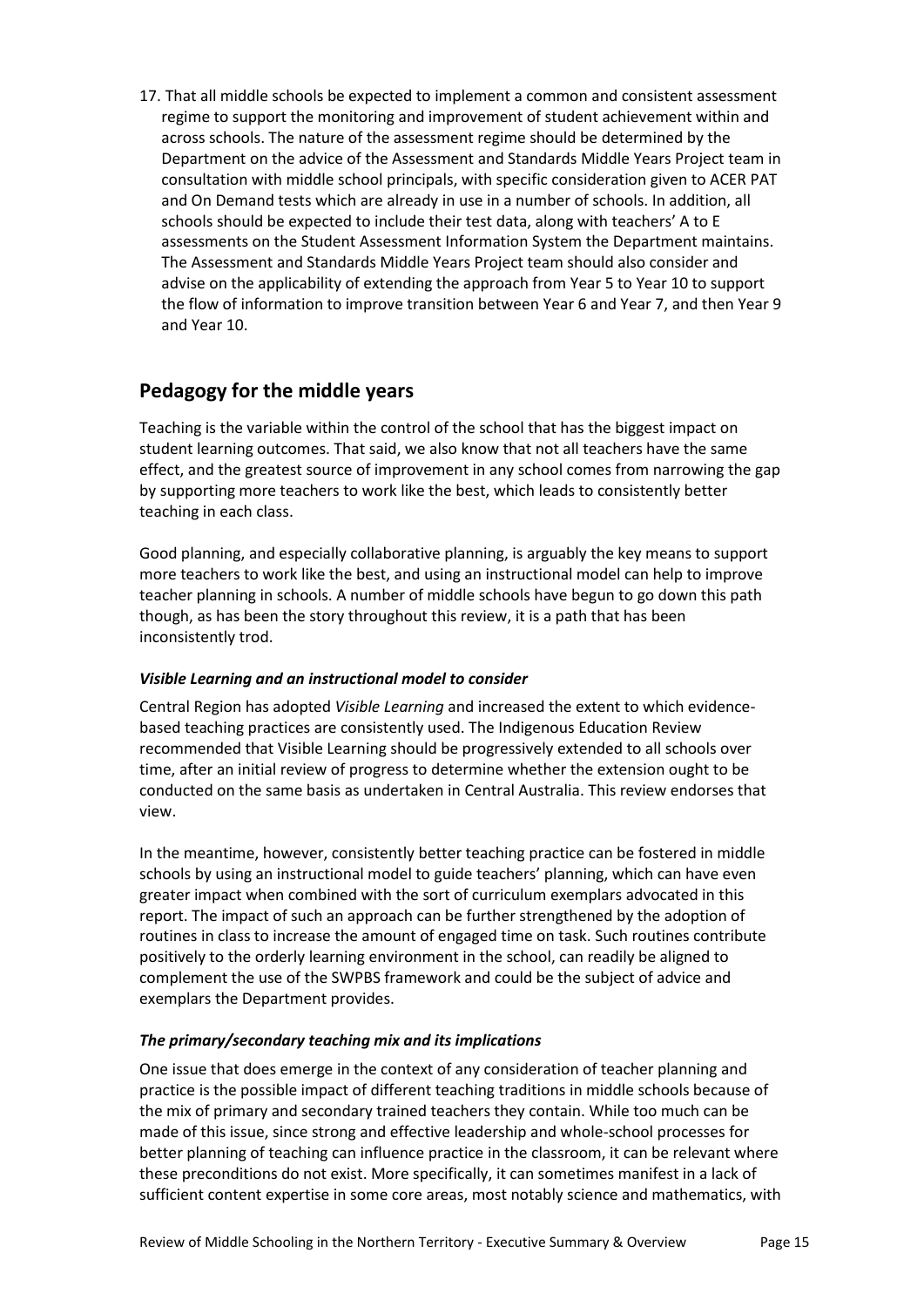17. That all middle schools be expected to implement a common and consistent assessment regime to support the monitoring and improvement of student achievement within and across schools. The nature of the assessment regime should be determined by the Department on the advice of the Assessment and Standards Middle Years Project team in consultation with middle school principals, with specific consideration given to ACER PAT and On Demand tests which are already in use in a number of schools. In addition, all schools should be expected to include their test data, along with teachers' A to E assessments on the Student Assessment Information System the Department maintains. The Assessment and Standards Middle Years Project team should also consider and advise on the applicability of extending the approach from Year 5 to Year 10 to support the flow of information to improve transition between Year 6 and Year 7, and then Year 9 and Year 10.

## Pedagogy for the middle years

Teaching is the variable within the control of the school that has the biggest impact on student learning outcomes. That said, we also know that not all teachers have the same effect, and the greatest source of improvement in any school comes from narrowing the gap by supporting more teachers to work like the best, which leads to consistently better teaching in each class.

Good planning, and especially collaborative planning, is arguably the key means to support more teachers to work like the best, and using an instructional model can help to improve teacher planning in schools. A number of middle schools have begun to go down this path though, as has been the story throughout this review, it is a path that has been inconsistently trod.

### *Visible Learning and an instructional model to consider*

Central Region has adopted *Visible Learning* and increased the extent to which evidence-based teaching practices are consistently used. The Indigenous Education Review recommended that Visible Learning should be progressively extended to all schools over time, after an initial review of progress to determine whether the extension ought to be conducted on the same basis as undertaken in Central Australia. This review endorses that view.

In the meantime, however, consistently better teaching practice can be fostered in middle schools by using an instructional model to guide teachers' planning, which can have even greater impact when combined with the sort of curriculum exemplars advocated in this report. The impact of such an approach can be further strengthened by the adoption of routines in class to increase the amount of engaged time on task. Such routines contribute positively to the orderly learning environment in the school, can readily be aligned to complement the use of the SWPBS framework and could be the subject of advice and exemplars the Department provides.

### *The primary/secondary teaching mix and its implications*

One issue that does emerge in the context of any consideration of teacher planning and practice is the possible impact of different teaching traditions in middle schools because of the mix of primary and secondary trained teachers they contain. While too much can be made of this issue, since strong and effective leadership and whole-school processes for better planning of teaching can influence practice in the classroom, it can be relevant where these preconditions do not exist. More specifically, it can sometimes manifest in a lack of sufficient content expertise in some core areas, most notably science and mathematics, with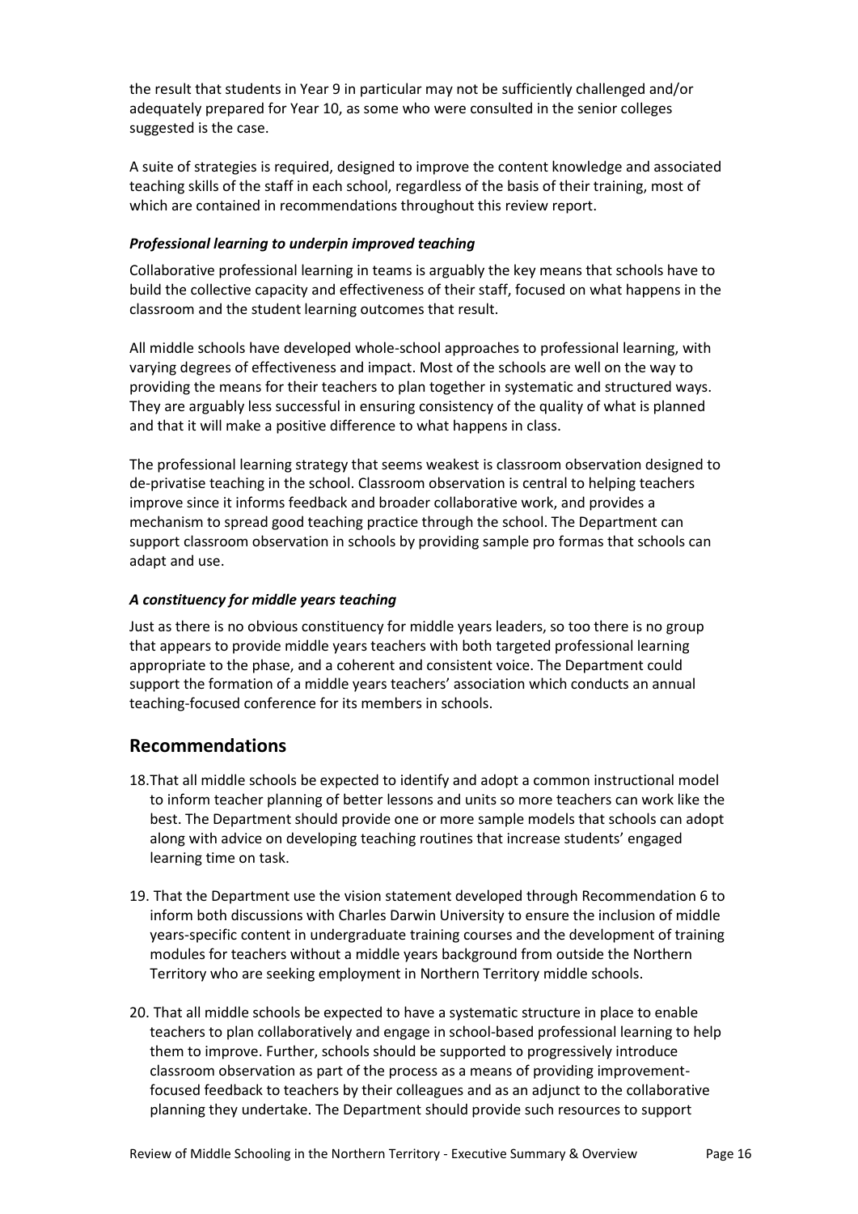the result that students in Year 9 in particular may not be sufficiently challenged and/or adequately prepared for Year 10, as some who were consulted in the senior colleges suggested is the case.

A suite of strategies is required, designed to improve the content knowledge and associated teaching skills of the staff in each school, regardless of the basis of their training, most of which are contained in recommendations throughout this review report.

#### *Professional learning to underpin improved teaching*

Collaborative professional learning in teams is arguably the key means that schools have to build the collective capacity and effectiveness of their staff, focused on what happens in the classroom and the student learning outcomes that result.

All middle schools have developed whole-school approaches to professional learning, with varying degrees of effectiveness and impact. Most of the schools are well on the way to providing the means for their teachers to plan together in systematic and structured ways. They are arguably less successful in ensuring consistency of the quality of what is planned and that it will make a positive difference to what happens in class.

The professional learning strategy that seems weakest is classroom observation designed to de-privatise teaching in the school. Classroom observation is central to helping teachers improve since it informs feedback and broader collaborative work, and provides a mechanism to spread good teaching practice through the school. The Department can support classroom observation in schools by providing sample pro formas that schools can adapt and use.

#### *A constituency for middle years teaching*

Just as there is no obvious constituency for middle years leaders, so too there is no group that appears to provide middle years teachers with both targeted professional learning appropriate to the phase, and a coherent and consistent voice. The Department could support the formation of a middle years teachers' association which conducts an annual teaching-focused conference for its members in schools.

## Recommendations

18. That all middle schools be expected to identify and adopt a common instructional model to inform teacher planning of better lessons and units so more teachers can work like the best. The Department should provide one or more sample models that schools can adopt along with advice on developing teaching routines that increase students' engaged learning time on task.

19. That the Department use the vision statement developed through Recommendation 6 to inform both discussions with Charles Darwin University to ensure the inclusion of middle years-specific content in undergraduate training courses and the development of training modules for teachers without a middle years background from outside the Northern Territory who are seeking employment in Northern Territory middle schools.

20. That all middle schools be expected to have a systematic structure in place to enable teachers to plan collaboratively and engage in school-based professional learning to help them to improve. Further, schools should be supported to progressively introduce classroom observation as part of the process as a means of providing improvement-focused feedback to teachers by their colleagues and as an adjunct to the collaborative planning they undertake. The Department should provide such resources to support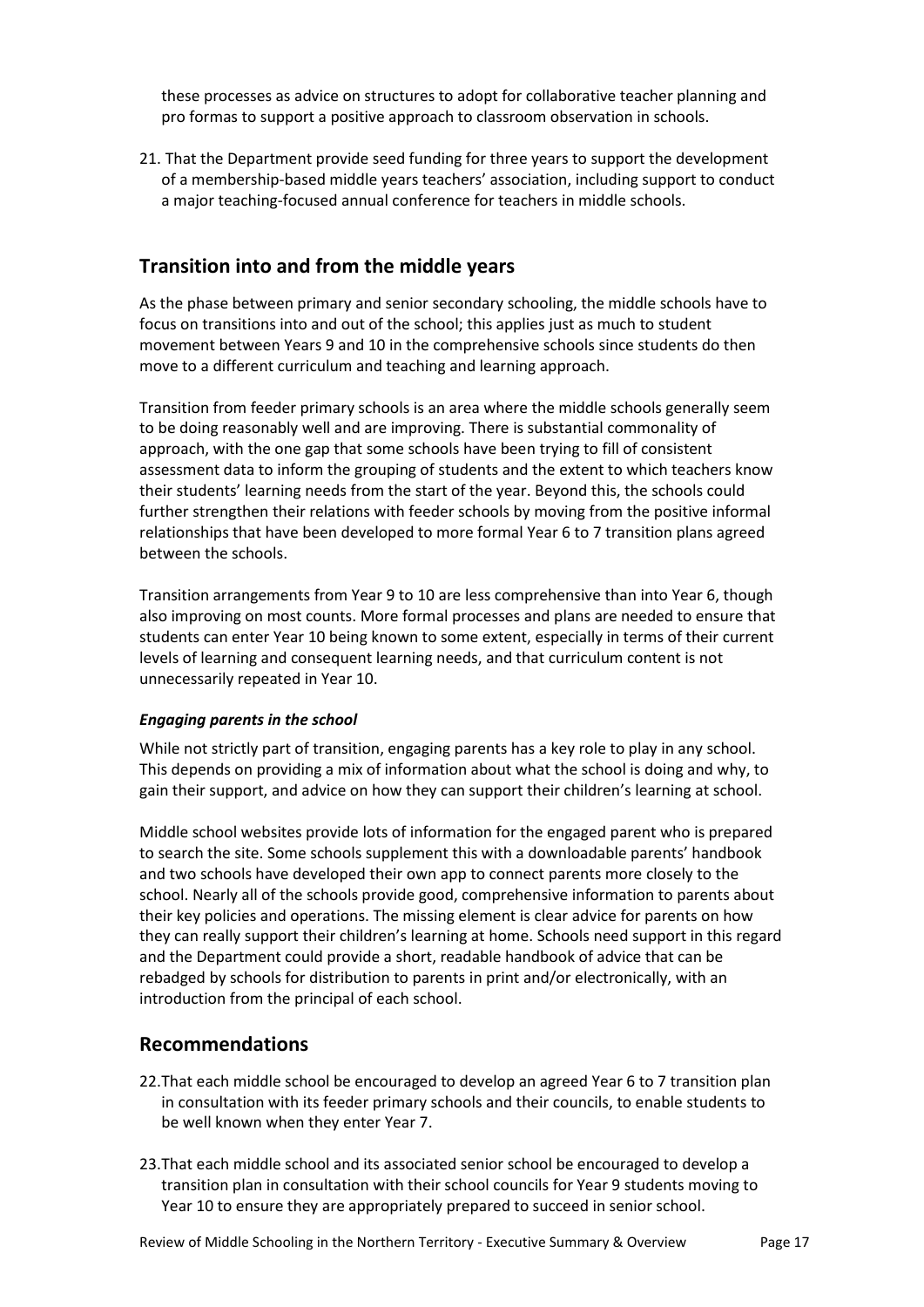these processes as advice on structures to adopt for collaborative teacher planning and pro formas to support a positive approach to classroom observation in schools.

21. That the Department provide seed funding for three years to support the development of a membership-based middle years teachers' association, including support to conduct a major teaching-focused annual conference for teachers in middle schools.

## Transition into and from the middle years

As the phase between primary and senior secondary schooling, the middle schools have to focus on transitions into and out of the school; this applies just as much to student movement between Years 9 and 10 in the comprehensive schools since students do then move to a different curriculum and teaching and learning approach.

Transition from feeder primary schools is an area where the middle schools generally seem to be doing reasonably well and are improving. There is substantial commonality of approach, with the one gap that some schools have been trying to fill of consistent assessment data to inform the grouping of students and the extent to which teachers know their students' learning needs from the start of the year. Beyond this, the schools could further strengthen their relations with feeder schools by moving from the positive informal relationships that have been developed to more formal Year 6 to 7 transition plans agreed between the schools.

Transition arrangements from Year 9 to 10 are less comprehensive than into Year 6, though also improving on most counts. More formal processes and plans are needed to ensure that students can enter Year 10 being known to some extent, especially in terms of their current levels of learning and consequent learning needs, and that curriculum content is not unnecessarily repeated in Year 10.

### *Engaging parents in the school*

While not strictly part of transition, engaging parents has a key role to play in any school. This depends on providing a mix of information about what the school is doing and why, to gain their support, and advice on how they can support their children's learning at school.

Middle school websites provide lots of information for the engaged parent who is prepared to search the site. Some schools supplement this with a downloadable parents' handbook and two schools have developed their own app to connect parents more closely to the school. Nearly all of the schools provide good, comprehensive information to parents about their key policies and operations. The missing element is clear advice for parents on how they can really support their children's learning at home. Schools need support in this regard and the Department could provide a short, readable handbook of advice that can be rebadged by schools for distribution to parents in print and/or electronically, with an introduction from the principal of each school.

## Recommendations

22. That each middle school be encouraged to develop an agreed Year 6 to 7 transition plan in consultation with its feeder primary schools and their councils, to enable students to be well known when they enter Year 7.

23. That each middle school and its associated senior school be encouraged to develop a transition plan in consultation with their school councils for Year 9 students moving to Year 10 to ensure they are appropriately prepared to succeed in senior school.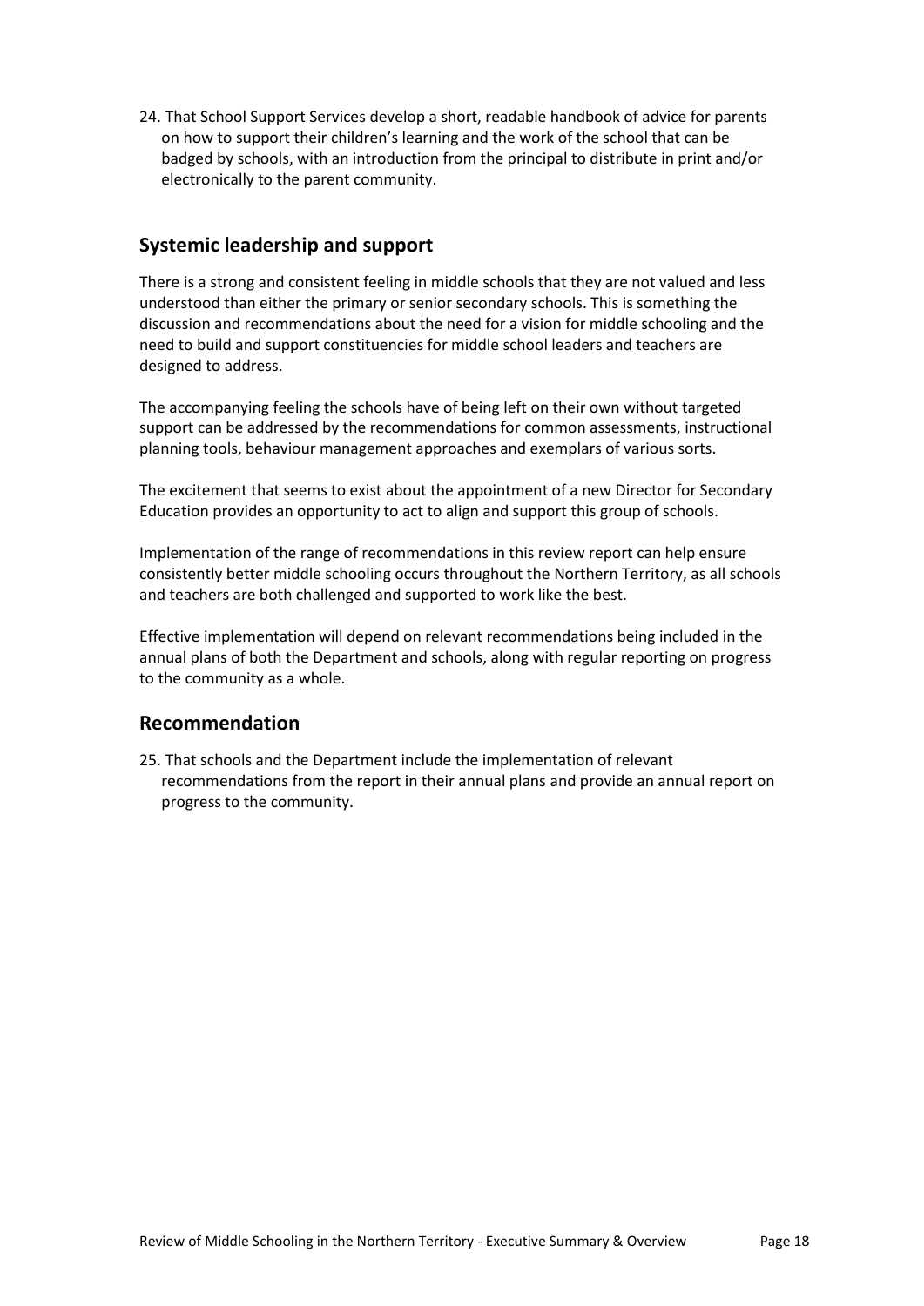24. That School Support Services develop a short, readable handbook of advice for parents on how to support their children's learning and the work of the school that can be badged by schools, with an introduction from the principal to distribute in print and/or electronically to the parent community.

## Systemic leadership and support

There is a strong and consistent feeling in middle schools that they are not valued and less understood than either the primary or senior secondary schools. This is something the discussion and recommendations about the need for a vision for middle schooling and the need to build and support constituencies for middle school leaders and teachers are designed to address.

The accompanying feeling the schools have of being left on their own without targeted support can be addressed by the recommendations for common assessments, instructional planning tools, behaviour management approaches and exemplars of various sorts.

The excitement that seems to exist about the appointment of a new Director for Secondary Education provides an opportunity to act to align and support this group of schools.

Implementation of the range of recommendations in this review report can help ensure consistently better middle schooling occurs throughout the Northern Territory, as all schools and teachers are both challenged and supported to work like the best.

Effective implementation will depend on relevant recommendations being included in the annual plans of both the Department and schools, along with regular reporting on progress to the community as a whole.

## Recommendation

25. That schools and the Department include the implementation of relevant recommendations from the report in their annual plans and provide an annual report on progress to the community.